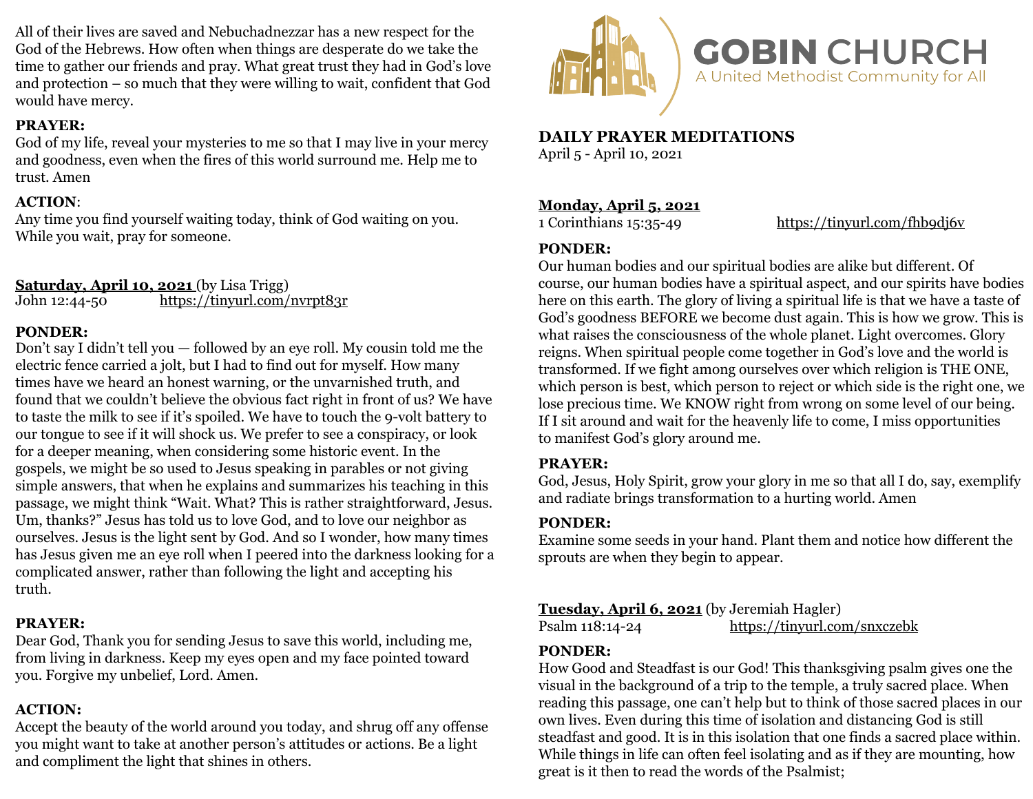All of their lives are saved and Nebuchadnezzar has a new respect for the God of the Hebrews. How often when things are desperate do we take the time to gather our friends and pray. What great trust they had in God's love and protection – so much that they were willing to wait, confident that God would have mercy.

**PRAYER:**
God of my life, reveal your mysteries to me so that I may live in your mercy and goodness, even when the fires of this world surround me. Help me to trust. Amen

**ACTION**:
Any time you find yourself waiting today, think of God waiting on you. While you wait, pray for someone.

**Saturday, April 10, 2021** (by Lisa Trigg)
John 12:44-50 https://tinyurl.com/nvrpt83r

**PONDER:**
Don't say I didn't tell you — followed by an eye roll. My cousin told me the electric fence carried a jolt, but I had to find out for myself. How many times have we heard an honest warning, or the unvarnished truth, and found that we couldn't believe the obvious fact right in front of us? We have to taste the milk to see if it's spoiled. We have to touch the 9-volt battery to our tongue to see if it will shock us. We prefer to see a conspiracy, or look for a deeper meaning, when considering some historic event. In the gospels, we might be so used to Jesus speaking in parables or not giving simple answers, that when he explains and summarizes his teaching in this passage, we might think "Wait. What? This is rather straightforward, Jesus. Um, thanks?" Jesus has told us to love God, and to love our neighbor as ourselves. Jesus is the light sent by God. And so I wonder, how many times has Jesus given me an eye roll when I peered into the darkness looking for a complicated answer, rather than following the light and accepting his truth.

**PRAYER:**
Dear God, Thank you for sending Jesus to save this world, including me, from living in darkness. Keep my eyes open and my face pointed toward you. Forgive my unbelief, Lord. Amen.

**ACTION:**
Accept the beauty of the world around you today, and shrug off any offense you might want to take at another person's attitudes or actions. Be a light and compliment the light that shines in others.

# GOBIN CHURCH
A United Methodist Community for All

## DAILY PRAYER MEDITATIONS
April 5 - April 10, 2021

**Monday, April 5, 2021**
1 Corinthians 15:35-49 https://tinyurl.com/fhb9dj6v

**PONDER:**
Our human bodies and our spiritual bodies are alike but different. Of course, our human bodies have a spiritual aspect, and our spirits have bodies here on this earth. The glory of living a spiritual life is that we have a taste of God's goodness BEFORE we become dust again. This is how we grow. This is what raises the consciousness of the whole planet. Light overcomes. Glory reigns. When spiritual people come together in God's love and the world is transformed. If we fight among ourselves over which religion is THE ONE, which person is best, which person to reject or which side is the right one, we lose precious time. We KNOW right from wrong on some level of our being. If I sit around and wait for the heavenly life to come, I miss opportunities to manifest God's glory around me.

**PRAYER:**
God, Jesus, Holy Spirit, grow your glory in me so that all I do, say, exemplify and radiate brings transformation to a hurting world. Amen

**PONDER:**
Examine some seeds in your hand. Plant them and notice how different the sprouts are when they begin to appear.

**Tuesday, April 6, 2021** (by Jeremiah Hagler)
Psalm 118:14-24 https://tinyurl.com/snxczebk

**PONDER:**
How Good and Steadfast is our God! This thanksgiving psalm gives one the visual in the background of a trip to the temple, a truly sacred place. When reading this passage, one can't help but to think of those sacred places in our own lives. Even during this time of isolation and distancing God is still steadfast and good. It is in this isolation that one finds a sacred place within. While things in life can often feel isolating and as if they are mounting, how great is it then to read the words of the Psalmist;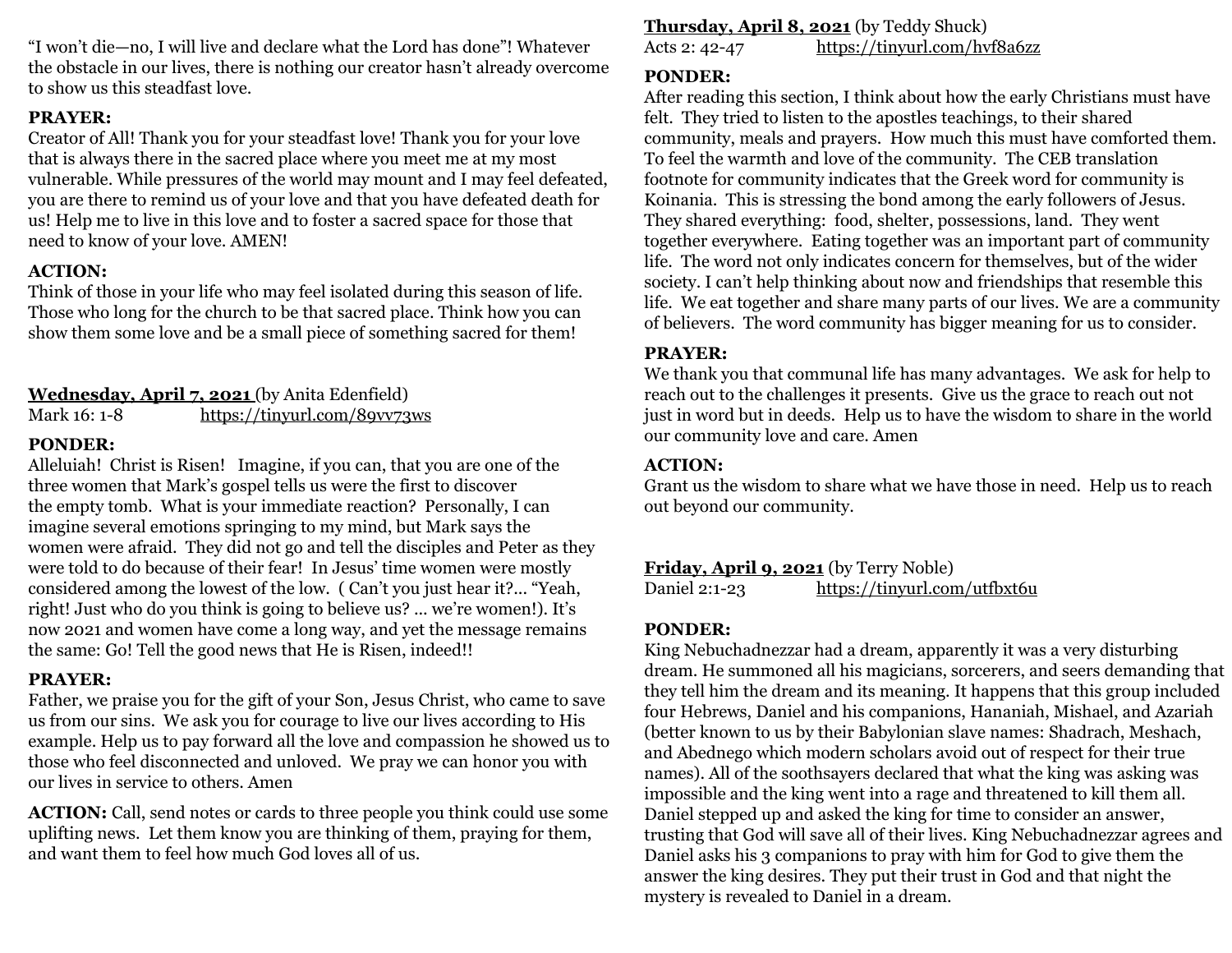"I won't die—no, I will live and declare what the Lord has done"! Whatever the obstacle in our lives, there is nothing our creator hasn't already overcome to show us this steadfast love.

**PRAYER:**

Creator of All! Thank you for your steadfast love! Thank you for your love that is always there in the sacred place where you meet me at my most vulnerable. While pressures of the world may mount and I may feel defeated, you are there to remind us of your love and that you have defeated death for us! Help me to live in this love and to foster a sacred space for those that need to know of your love. AMEN!

**ACTION:**

Think of those in your life who may feel isolated during this season of life. Those who long for the church to be that sacred place. Think how you can show them some love and be a small piece of something sacred for them!

**Wednesday, April 7, 2021** (by Anita Edenfield)

Mark 16: 1-8 https://tinyurl.com/89vv73ws

**PONDER:**

Alleluiah! Christ is Risen! Imagine, if you can, that you are one of the three women that Mark's gospel tells us were the first to discover the empty tomb. What is your immediate reaction? Personally, I can imagine several emotions springing to my mind, but Mark says the women were afraid. They did not go and tell the disciples and Peter as they were told to do because of their fear! In Jesus' time women were mostly considered among the lowest of the low. ( Can't you just hear it?... "Yeah, right! Just who do you think is going to believe us? ... we're women!). It's now 2021 and women have come a long way, and yet the message remains the same: Go! Tell the good news that He is Risen, indeed!!

**PRAYER:**

Father, we praise you for the gift of your Son, Jesus Christ, who came to save us from our sins. We ask you for courage to live our lives according to His example. Help us to pay forward all the love and compassion he showed us to those who feel disconnected and unloved. We pray we can honor you with our lives in service to others. Amen

**ACTION:** Call, send notes or cards to three people you think could use some uplifting news. Let them know you are thinking of them, praying for them, and want them to feel how much God loves all of us.

**Thursday, April 8, 2021** (by Teddy Shuck)

Acts 2: 42-47 https://tinyurl.com/hvf8a6zz

**PONDER:**

After reading this section, I think about how the early Christians must have felt. They tried to listen to the apostles teachings, to their shared community, meals and prayers. How much this must have comforted them. To feel the warmth and love of the community. The CEB translation footnote for community indicates that the Greek word for community is Koinania. This is stressing the bond among the early followers of Jesus. They shared everything: food, shelter, possessions, land. They went together everywhere. Eating together was an important part of community life. The word not only indicates concern for themselves, but of the wider society. I can't help thinking about now and friendships that resemble this life. We eat together and share many parts of our lives. We are a community of believers. The word community has bigger meaning for us to consider.

**PRAYER:**

We thank you that communal life has many advantages. We ask for help to reach out to the challenges it presents. Give us the grace to reach out not just in word but in deeds. Help us to have the wisdom to share in the world our community love and care. Amen

**ACTION:**

Grant us the wisdom to share what we have those in need. Help us to reach out beyond our community.

**Friday, April 9, 2021** (by Terry Noble)

Daniel 2:1-23 https://tinyurl.com/utfbxt6u

**PONDER:**

King Nebuchadnezzar had a dream, apparently it was a very disturbing dream. He summoned all his magicians, sorcerers, and seers demanding that they tell him the dream and its meaning. It happens that this group included four Hebrews, Daniel and his companions, Hananiah, Mishael, and Azariah (better known to us by their Babylonian slave names: Shadrach, Meshach, and Abednego which modern scholars avoid out of respect for their true names). All of the soothsayers declared that what the king was asking was impossible and the king went into a rage and threatened to kill them all. Daniel stepped up and asked the king for time to consider an answer, trusting that God will save all of their lives. King Nebuchadnezzar agrees and Daniel asks his 3 companions to pray with him for God to give them the answer the king desires. They put their trust in God and that night the mystery is revealed to Daniel in a dream.